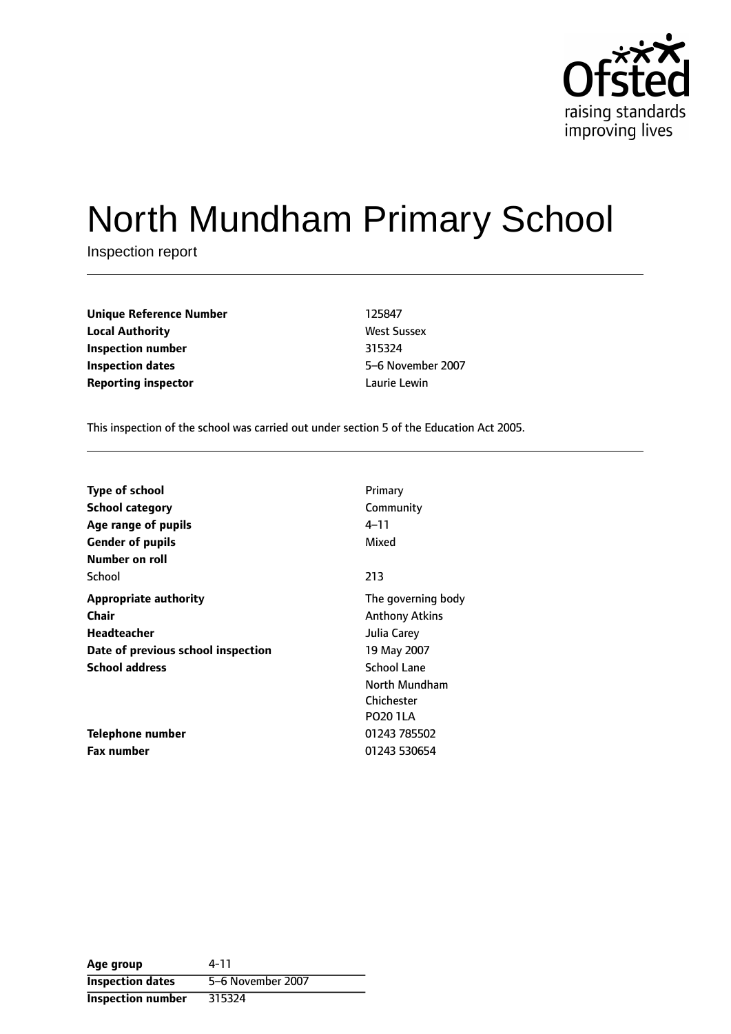# North Mundham Primary School

Inspection report

| | |
|---|---|
| **Unique Reference Number** | 125847 |
| **Local Authority** | West Sussex |
| **Inspection number** | 315324 |
| **Inspection dates** | 5–6 November 2007 |
| **Reporting inspector** | Laurie Lewin |

This inspection of the school was carried out under section 5 of the Education Act 2005.

| | |
|---|---|
| **Type of school** | Primary |
| **School category** | Community |
| **Age range of pupils** | 4–11 |
| **Gender of pupils** | Mixed |
| **Number on roll** | |
| School | 213 |
| **Appropriate authority** | The governing body |
| **Chair** | Anthony Atkins |
| **Headteacher** | Julia Carey |
| **Date of previous school inspection** | 19 May 2007 |
| **School address** | School Lane<br>North Mundham<br>Chichester<br>PO20 1LA |
| **Telephone number** | 01243 785502 |
| **Fax number** | 01243 530654 |

| | |
|---|---|
| **Age group** | 4-11 |
| **Inspection dates** | 5–6 November 2007 |
| **Inspection number** | 315324 |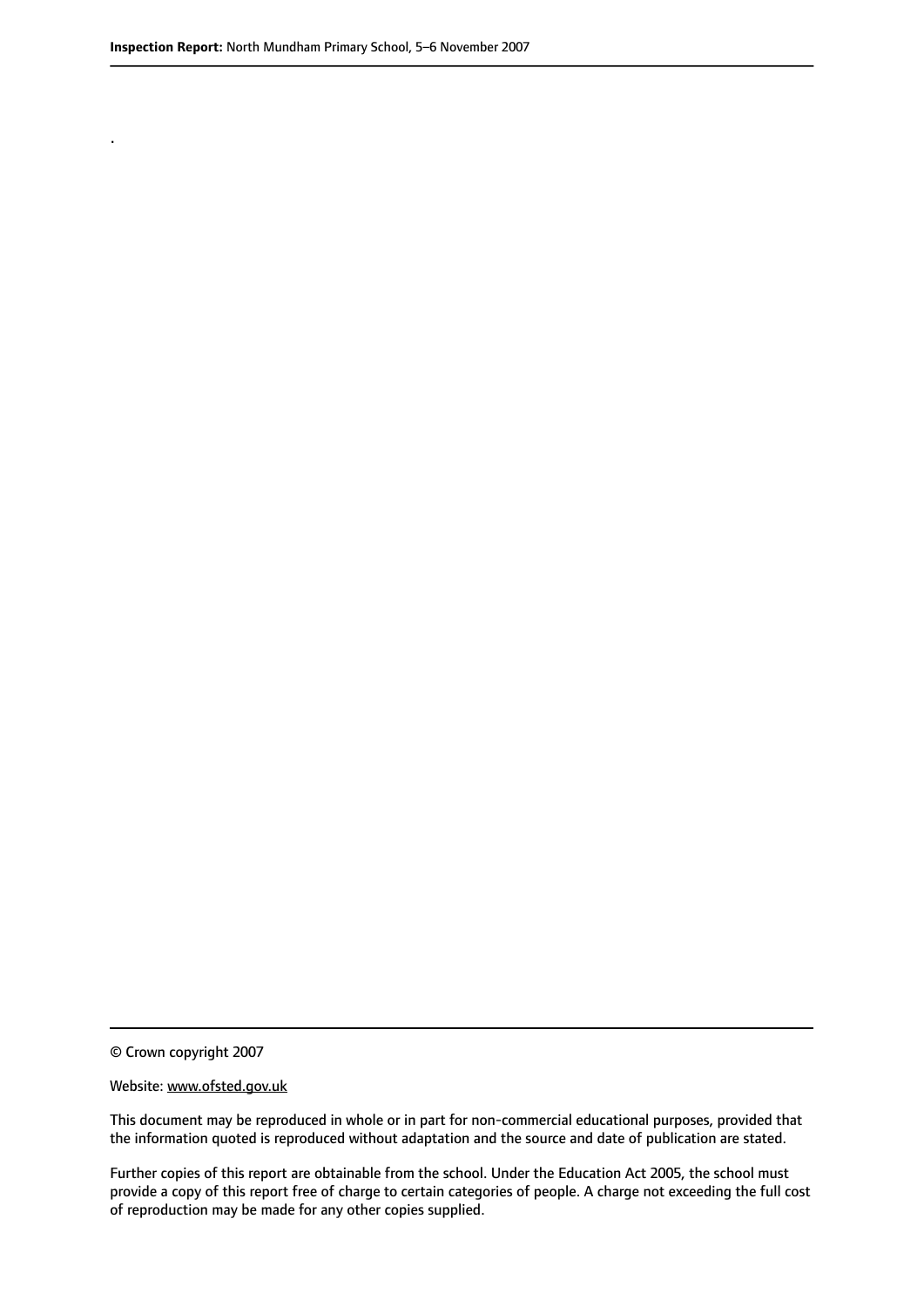.

© Crown copyright 2007

Website: www.ofsted.gov.uk

This document may be reproduced in whole or in part for non-commercial educational purposes, provided that the information quoted is reproduced without adaptation and the source and date of publication are stated.

Further copies of this report are obtainable from the school. Under the Education Act 2005, the school must provide a copy of this report free of charge to certain categories of people. A charge not exceeding the full cost of reproduction may be made for any other copies supplied.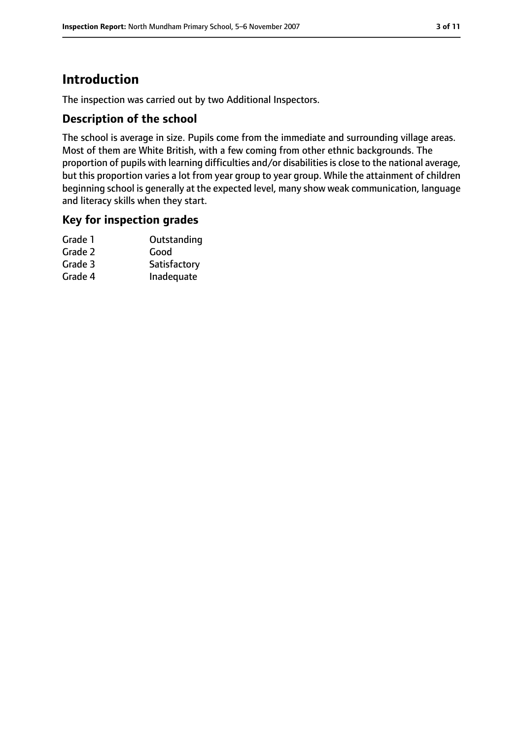# Introduction

The inspection was carried out by two Additional Inspectors.

## Description of the school

The school is average in size. Pupils come from the immediate and surrounding village areas. Most of them are White British, with a few coming from other ethnic backgrounds. The proportion of pupils with learning difficulties and/or disabilities is close to the national average, but this proportion varies a lot from year group to year group. While the attainment of children beginning school is generally at the expected level, many show weak communication, language and literacy skills when they start.

## Key for inspection grades

| | |
|---|---|
| Grade 1 | Outstanding |
| Grade 2 | Good |
| Grade 3 | Satisfactory |
| Grade 4 | Inadequate |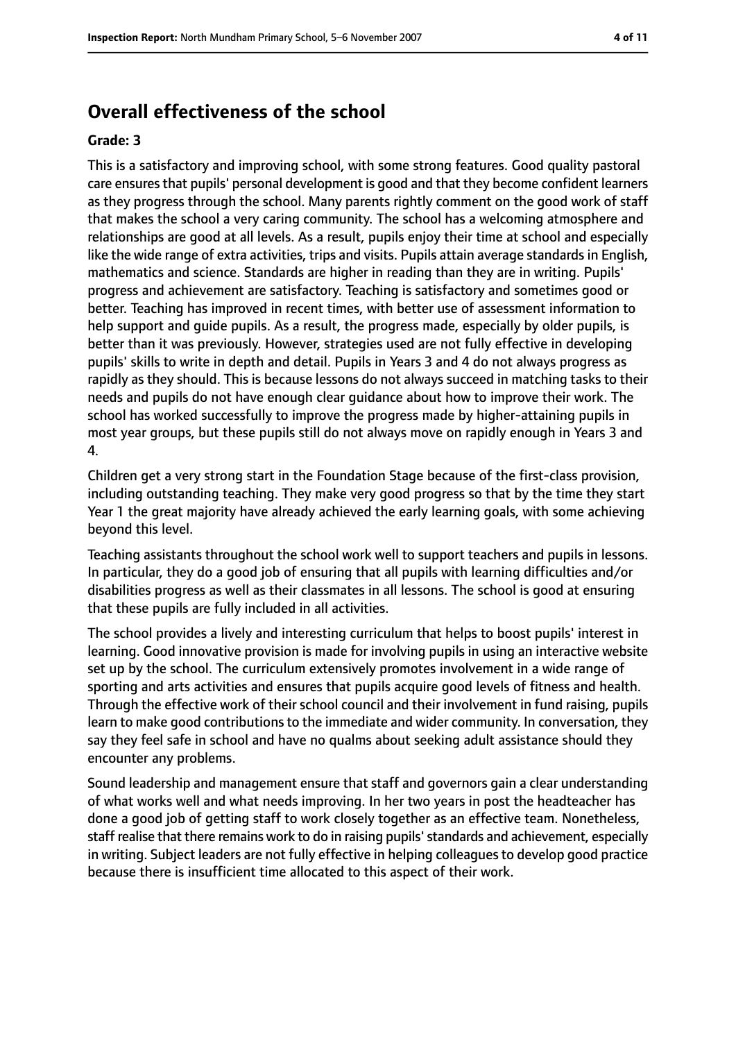## Overall effectiveness of the school

**Grade: 3**

This is a satisfactory and improving school, with some strong features. Good quality pastoral care ensures that pupils' personal development is good and that they become confident learners as they progress through the school. Many parents rightly comment on the good work of staff that makes the school a very caring community. The school has a welcoming atmosphere and relationships are good at all levels. As a result, pupils enjoy their time at school and especially like the wide range of extra activities, trips and visits. Pupils attain average standards in English, mathematics and science. Standards are higher in reading than they are in writing. Pupils' progress and achievement are satisfactory. Teaching is satisfactory and sometimes good or better. Teaching has improved in recent times, with better use of assessment information to help support and guide pupils. As a result, the progress made, especially by older pupils, is better than it was previously. However, strategies used are not fully effective in developing pupils' skills to write in depth and detail. Pupils in Years 3 and 4 do not always progress as rapidly as they should. This is because lessons do not always succeed in matching tasks to their needs and pupils do not have enough clear guidance about how to improve their work. The school has worked successfully to improve the progress made by higher-attaining pupils in most year groups, but these pupils still do not always move on rapidly enough in Years 3 and 4.

Children get a very strong start in the Foundation Stage because of the first-class provision, including outstanding teaching. They make very good progress so that by the time they start Year 1 the great majority have already achieved the early learning goals, with some achieving beyond this level.

Teaching assistants throughout the school work well to support teachers and pupils in lessons. In particular, they do a good job of ensuring that all pupils with learning difficulties and/or disabilities progress as well as their classmates in all lessons. The school is good at ensuring that these pupils are fully included in all activities.

The school provides a lively and interesting curriculum that helps to boost pupils' interest in learning. Good innovative provision is made for involving pupils in using an interactive website set up by the school. The curriculum extensively promotes involvement in a wide range of sporting and arts activities and ensures that pupils acquire good levels of fitness and health. Through the effective work of their school council and their involvement in fund raising, pupils learn to make good contributions to the immediate and wider community. In conversation, they say they feel safe in school and have no qualms about seeking adult assistance should they encounter any problems.

Sound leadership and management ensure that staff and governors gain a clear understanding of what works well and what needs improving. In her two years in post the headteacher has done a good job of getting staff to work closely together as an effective team. Nonetheless, staff realise that there remains work to do in raising pupils' standards and achievement, especially in writing. Subject leaders are not fully effective in helping colleagues to develop good practice because there is insufficient time allocated to this aspect of their work.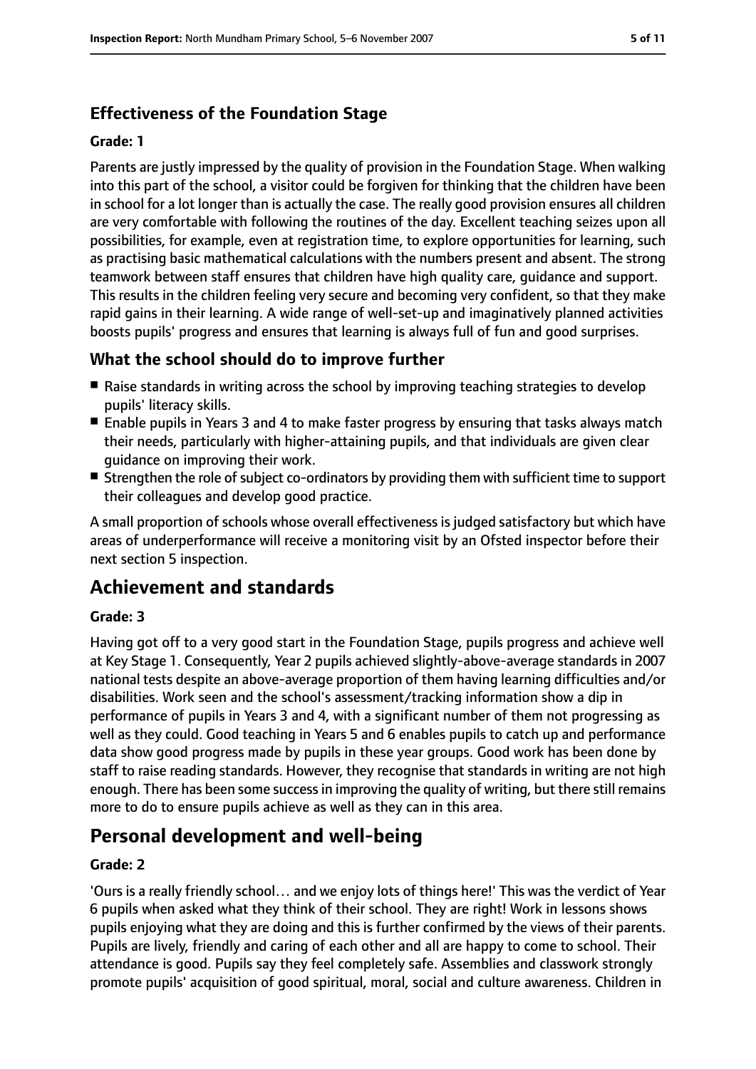### Effectiveness of the Foundation Stage

#### Grade: 1

Parents are justly impressed by the quality of provision in the Foundation Stage. When walking into this part of the school, a visitor could be forgiven for thinking that the children have been in school for a lot longer than is actually the case. The really good provision ensures all children are very comfortable with following the routines of the day. Excellent teaching seizes upon all possibilities, for example, even at registration time, to explore opportunities for learning, such as practising basic mathematical calculations with the numbers present and absent. The strong teamwork between staff ensures that children have high quality care, guidance and support. This results in the children feeling very secure and becoming very confident, so that they make rapid gains in their learning. A wide range of well-set-up and imaginatively planned activities boosts pupils' progress and ensures that learning is always full of fun and good surprises.

### What the school should do to improve further

- Raise standards in writing across the school by improving teaching strategies to develop pupils' literacy skills.
- Enable pupils in Years 3 and 4 to make faster progress by ensuring that tasks always match their needs, particularly with higher-attaining pupils, and that individuals are given clear guidance on improving their work.
- Strengthen the role of subject co-ordinators by providing them with sufficient time to support their colleagues and develop good practice.

A small proportion of schools whose overall effectiveness is judged satisfactory but which have areas of underperformance will receive a monitoring visit by an Ofsted inspector before their next section 5 inspection.

## Achievement and standards

#### Grade: 3

Having got off to a very good start in the Foundation Stage, pupils progress and achieve well at Key Stage 1. Consequently, Year 2 pupils achieved slightly-above-average standards in 2007 national tests despite an above-average proportion of them having learning difficulties and/or disabilities. Work seen and the school's assessment/tracking information show a dip in performance of pupils in Years 3 and 4, with a significant number of them not progressing as well as they could. Good teaching in Years 5 and 6 enables pupils to catch up and performance data show good progress made by pupils in these year groups. Good work has been done by staff to raise reading standards. However, they recognise that standards in writing are not high enough. There has been some success in improving the quality of writing, but there still remains more to do to ensure pupils achieve as well as they can in this area.

## Personal development and well-being

#### Grade: 2

'Ours is a really friendly school… and we enjoy lots of things here!' This was the verdict of Year 6 pupils when asked what they think of their school. They are right! Work in lessons shows pupils enjoying what they are doing and this is further confirmed by the views of their parents. Pupils are lively, friendly and caring of each other and all are happy to come to school. Their attendance is good. Pupils say they feel completely safe. Assemblies and classwork strongly promote pupils' acquisition of good spiritual, moral, social and culture awareness. Children in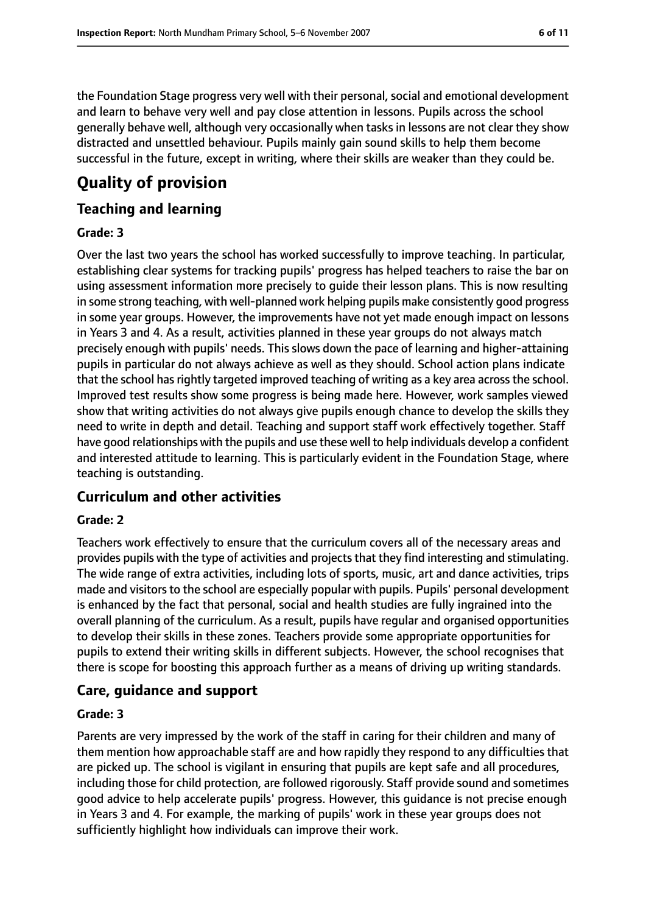the Foundation Stage progress very well with their personal, social and emotional development and learn to behave very well and pay close attention in lessons. Pupils across the school generally behave well, although very occasionally when tasks in lessons are not clear they show distracted and unsettled behaviour. Pupils mainly gain sound skills to help them become successful in the future, except in writing, where their skills are weaker than they could be.

# Quality of provision

## Teaching and learning

### Grade: 3

Over the last two years the school has worked successfully to improve teaching. In particular, establishing clear systems for tracking pupils' progress has helped teachers to raise the bar on using assessment information more precisely to guide their lesson plans. This is now resulting in some strong teaching, with well-planned work helping pupils make consistently good progress in some year groups. However, the improvements have not yet made enough impact on lessons in Years 3 and 4. As a result, activities planned in these year groups do not always match precisely enough with pupils' needs. This slows down the pace of learning and higher-attaining pupils in particular do not always achieve as well as they should. School action plans indicate that the school has rightly targeted improved teaching of writing as a key area across the school. Improved test results show some progress is being made here. However, work samples viewed show that writing activities do not always give pupils enough chance to develop the skills they need to write in depth and detail. Teaching and support staff work effectively together. Staff have good relationships with the pupils and use these well to help individuals develop a confident and interested attitude to learning. This is particularly evident in the Foundation Stage, where teaching is outstanding.

## Curriculum and other activities

### Grade: 2

Teachers work effectively to ensure that the curriculum covers all of the necessary areas and provides pupils with the type of activities and projects that they find interesting and stimulating. The wide range of extra activities, including lots of sports, music, art and dance activities, trips made and visitors to the school are especially popular with pupils. Pupils' personal development is enhanced by the fact that personal, social and health studies are fully ingrained into the overall planning of the curriculum. As a result, pupils have regular and organised opportunities to develop their skills in these zones. Teachers provide some appropriate opportunities for pupils to extend their writing skills in different subjects. However, the school recognises that there is scope for boosting this approach further as a means of driving up writing standards.

## Care, guidance and support

### Grade: 3

Parents are very impressed by the work of the staff in caring for their children and many of them mention how approachable staff are and how rapidly they respond to any difficulties that are picked up. The school is vigilant in ensuring that pupils are kept safe and all procedures, including those for child protection, are followed rigorously. Staff provide sound and sometimes good advice to help accelerate pupils' progress. However, this guidance is not precise enough in Years 3 and 4. For example, the marking of pupils' work in these year groups does not sufficiently highlight how individuals can improve their work.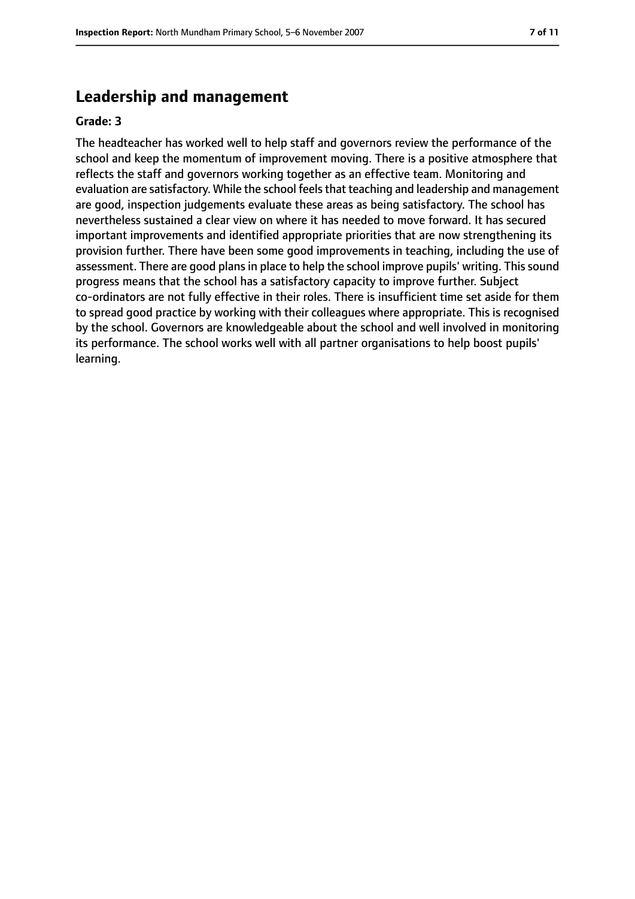## Leadership and management

**Grade: 3**

The headteacher has worked well to help staff and governors review the performance of the school and keep the momentum of improvement moving. There is a positive atmosphere that reflects the staff and governors working together as an effective team. Monitoring and evaluation are satisfactory. While the school feels that teaching and leadership and management are good, inspection judgements evaluate these areas as being satisfactory. The school has nevertheless sustained a clear view on where it has needed to move forward. It has secured important improvements and identified appropriate priorities that are now strengthening its provision further. There have been some good improvements in teaching, including the use of assessment. There are good plans in place to help the school improve pupils' writing. This sound progress means that the school has a satisfactory capacity to improve further. Subject co-ordinators are not fully effective in their roles. There is insufficient time set aside for them to spread good practice by working with their colleagues where appropriate. This is recognised by the school. Governors are knowledgeable about the school and well involved in monitoring its performance. The school works well with all partner organisations to help boost pupils' learning.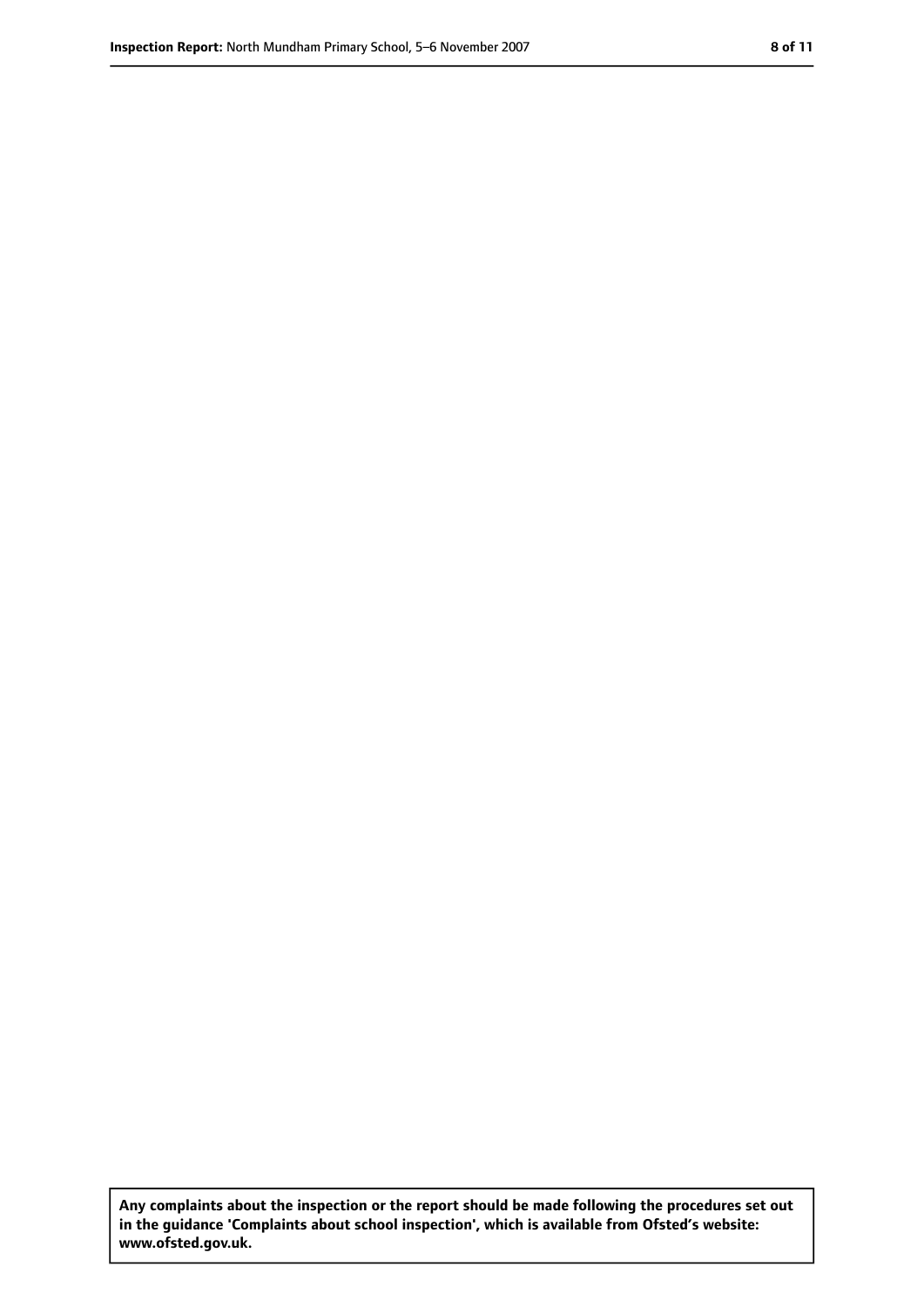**Any complaints about the inspection or the report should be made following the procedures set out in the guidance 'Complaints about school inspection', which is available from Ofsted's website: www.ofsted.gov.uk.**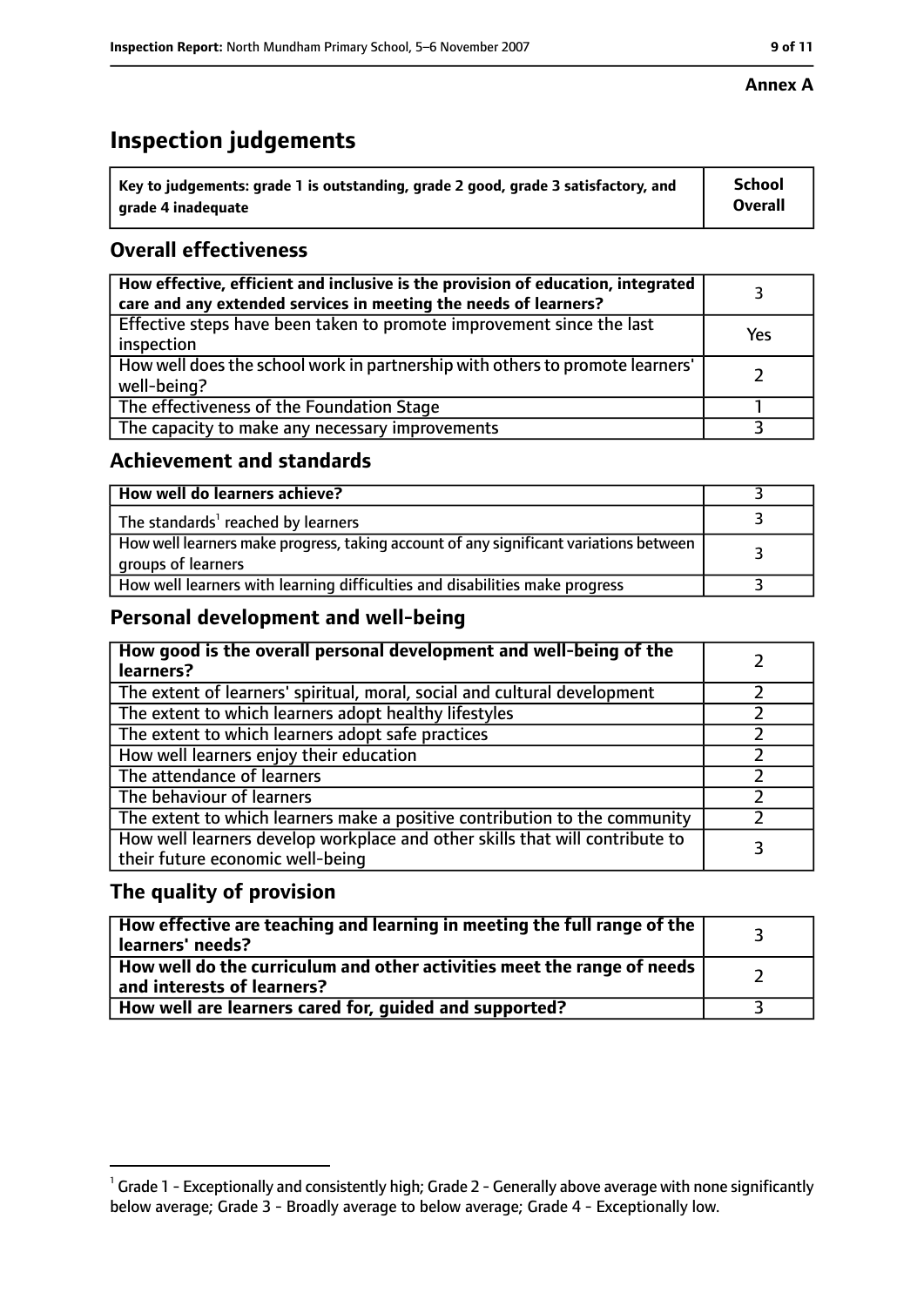**Annex A**

# Inspection judgements

| Key to judgements: grade 1 is outstanding, grade 2 good, grade 3 satisfactory, and grade 4 inadequate | School Overall |
|---|---|

## Overall effectiveness

| | |
|---|---|
| **How effective, efficient and inclusive is the provision of education, integrated care and any extended services in meeting the needs of learners?** | 3 |
| Effective steps have been taken to promote improvement since the last inspection | Yes |
| How well does the school work in partnership with others to promote learners' well-being? | 2 |
| The effectiveness of the Foundation Stage | 1 |
| The capacity to make any necessary improvements | 3 |

## Achievement and standards

| | |
|---|---|
| **How well do learners achieve?** | 3 |
| The standards[1] reached by learners | 3 |
| How well learners make progress, taking account of any significant variations between groups of learners | 3 |
| How well learners with learning difficulties and disabilities make progress | 3 |

## Personal development and well-being

| | |
|---|---|
| **How good is the overall personal development and well-being of the learners?** | 2 |
| The extent of learners' spiritual, moral, social and cultural development | 2 |
| The extent to which learners adopt healthy lifestyles | 2 |
| The extent to which learners adopt safe practices | 2 |
| How well learners enjoy their education | 2 |
| The attendance of learners | 2 |
| The behaviour of learners | 2 |
| The extent to which learners make a positive contribution to the community | 2 |
| How well learners develop workplace and other skills that will contribute to their future economic well-being | 3 |

## The quality of provision

| | |
|---|---|
| **How effective are teaching and learning in meeting the full range of the learners' needs?** | 3 |
| **How well do the curriculum and other activities meet the range of needs and interests of learners?** | 2 |
| **How well are learners cared for, guided and supported?** | 3 |

[1] Grade 1 - Exceptionally and consistently high; Grade 2 - Generally above average with none significantly below average; Grade 3 - Broadly average to below average; Grade 4 - Exceptionally low.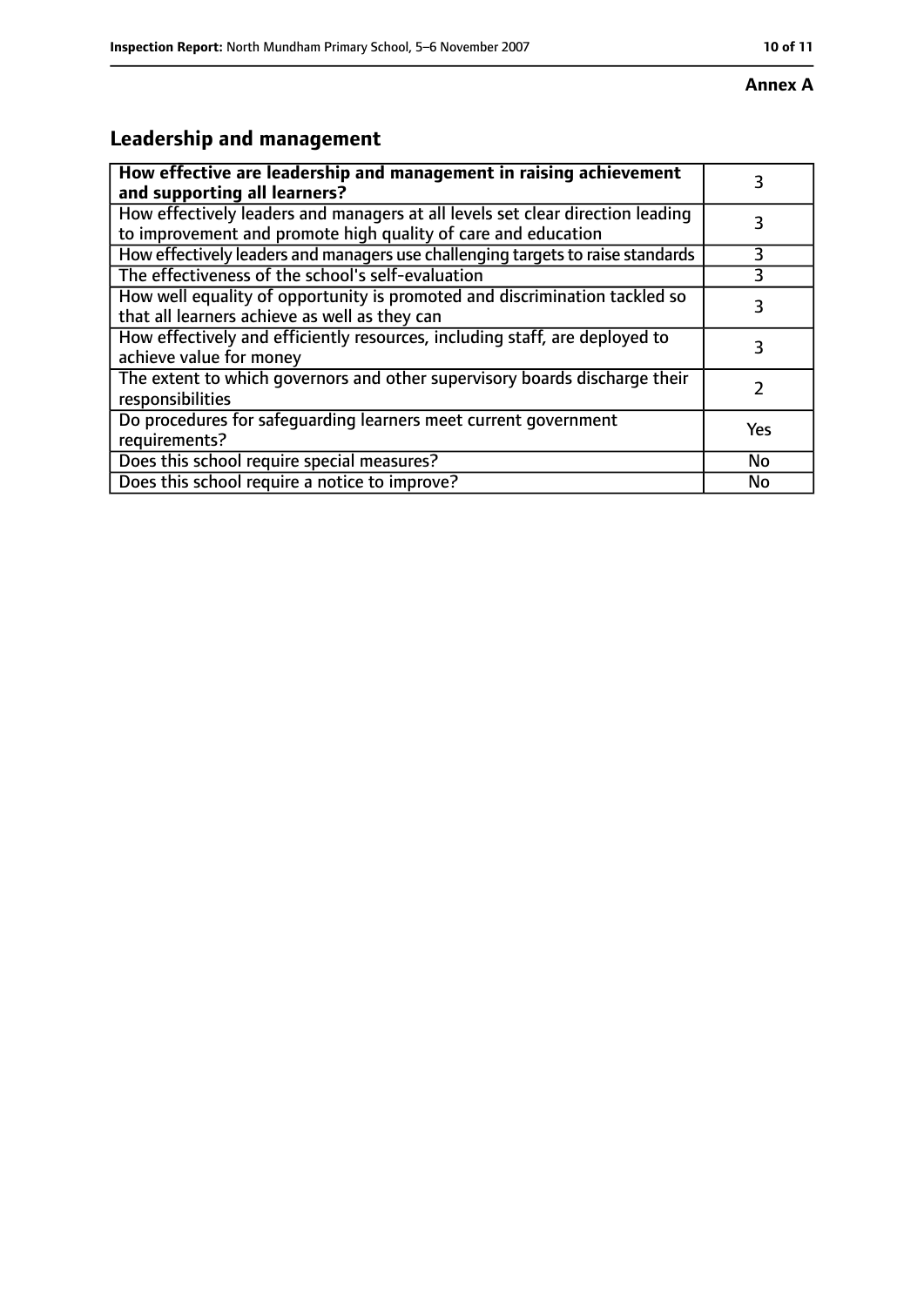**Annex A**

## Leadership and management

| **How effective are leadership and management in raising achievement and supporting all learners?** | 3 |
|---|---|
| How effectively leaders and managers at all levels set clear direction leading to improvement and promote high quality of care and education | 3 |
| How effectively leaders and managers use challenging targets to raise standards | 3 |
| The effectiveness of the school's self-evaluation | 3 |
| How well equality of opportunity is promoted and discrimination tackled so that all learners achieve as well as they can | 3 |
| How effectively and efficiently resources, including staff, are deployed to achieve value for money | 3 |
| The extent to which governors and other supervisory boards discharge their responsibilities | 2 |
| Do procedures for safeguarding learners meet current government requirements? | Yes |
| Does this school require special measures? | No |
| Does this school require a notice to improve? | No |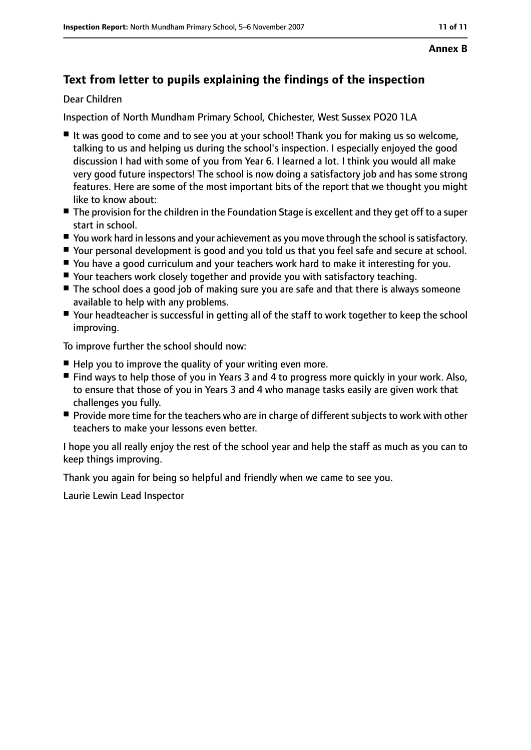Annex B

## Text from letter to pupils explaining the findings of the inspection

Dear Children

Inspection of North Mundham Primary School, Chichester, West Sussex PO20 1LA

- It was good to come and to see you at your school! Thank you for making us so welcome, talking to us and helping us during the school's inspection. I especially enjoyed the good discussion I had with some of you from Year 6. I learned a lot. I think you would all make very good future inspectors! The school is now doing a satisfactory job and has some strong features. Here are some of the most important bits of the report that we thought you might like to know about:
- The provision for the children in the Foundation Stage is excellent and they get off to a super start in school.
- You work hard in lessons and your achievement as you move through the school is satisfactory.
- Your personal development is good and you told us that you feel safe and secure at school.
- You have a good curriculum and your teachers work hard to make it interesting for you.
- Your teachers work closely together and provide you with satisfactory teaching.
- The school does a good job of making sure you are safe and that there is always someone available to help with any problems.
- Your headteacher is successful in getting all of the staff to work together to keep the school improving.

To improve further the school should now:

- Help you to improve the quality of your writing even more.
- Find ways to help those of you in Years 3 and 4 to progress more quickly in your work. Also, to ensure that those of you in Years 3 and 4 who manage tasks easily are given work that challenges you fully.
- Provide more time for the teachers who are in charge of different subjects to work with other teachers to make your lessons even better.

I hope you all really enjoy the rest of the school year and help the staff as much as you can to keep things improving.

Thank you again for being so helpful and friendly when we came to see you.

Laurie Lewin Lead Inspector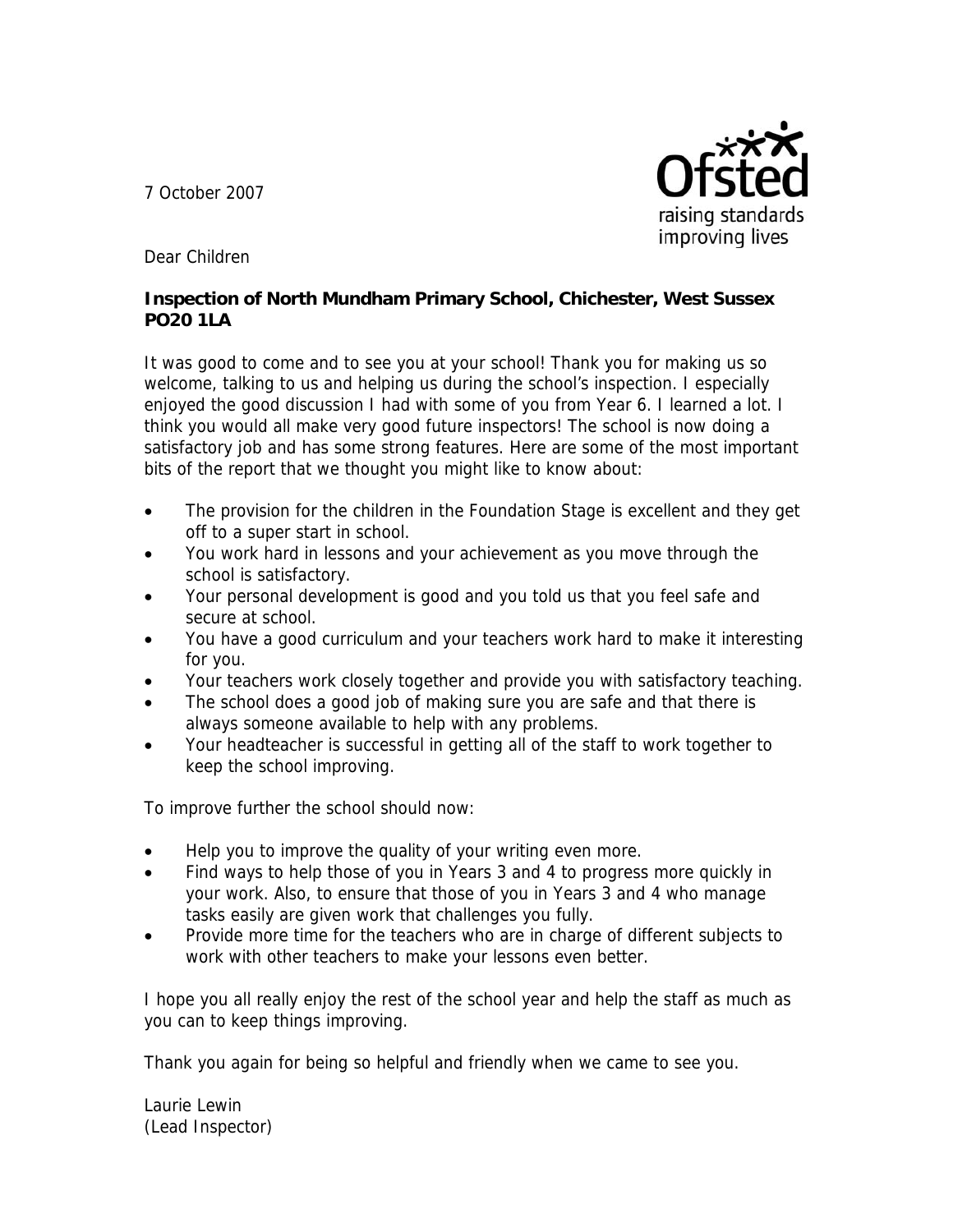7 October 2007

Dear Children

**Inspection of North Mundham Primary School, Chichester, West Sussex PO20 1LA**

It was good to come and to see you at your school! Thank you for making us so welcome, talking to us and helping us during the school's inspection. I especially enjoyed the good discussion I had with some of you from Year 6. I learned a lot. I think you would all make very good future inspectors! The school is now doing a satisfactory job and has some strong features. Here are some of the most important bits of the report that we thought you might like to know about:

- The provision for the children in the Foundation Stage is excellent and they get off to a super start in school.
- You work hard in lessons and your achievement as you move through the school is satisfactory.
- Your personal development is good and you told us that you feel safe and secure at school.
- You have a good curriculum and your teachers work hard to make it interesting for you.
- Your teachers work closely together and provide you with satisfactory teaching.
- The school does a good job of making sure you are safe and that there is always someone available to help with any problems.
- Your headteacher is successful in getting all of the staff to work together to keep the school improving.

To improve further the school should now:

- Help you to improve the quality of your writing even more.
- Find ways to help those of you in Years 3 and 4 to progress more quickly in your work. Also, to ensure that those of you in Years 3 and 4 who manage tasks easily are given work that challenges you fully.
- Provide more time for the teachers who are in charge of different subjects to work with other teachers to make your lessons even better.

I hope you all really enjoy the rest of the school year and help the staff as much as you can to keep things improving.

Thank you again for being so helpful and friendly when we came to see you.

Laurie Lewin
(Lead Inspector)